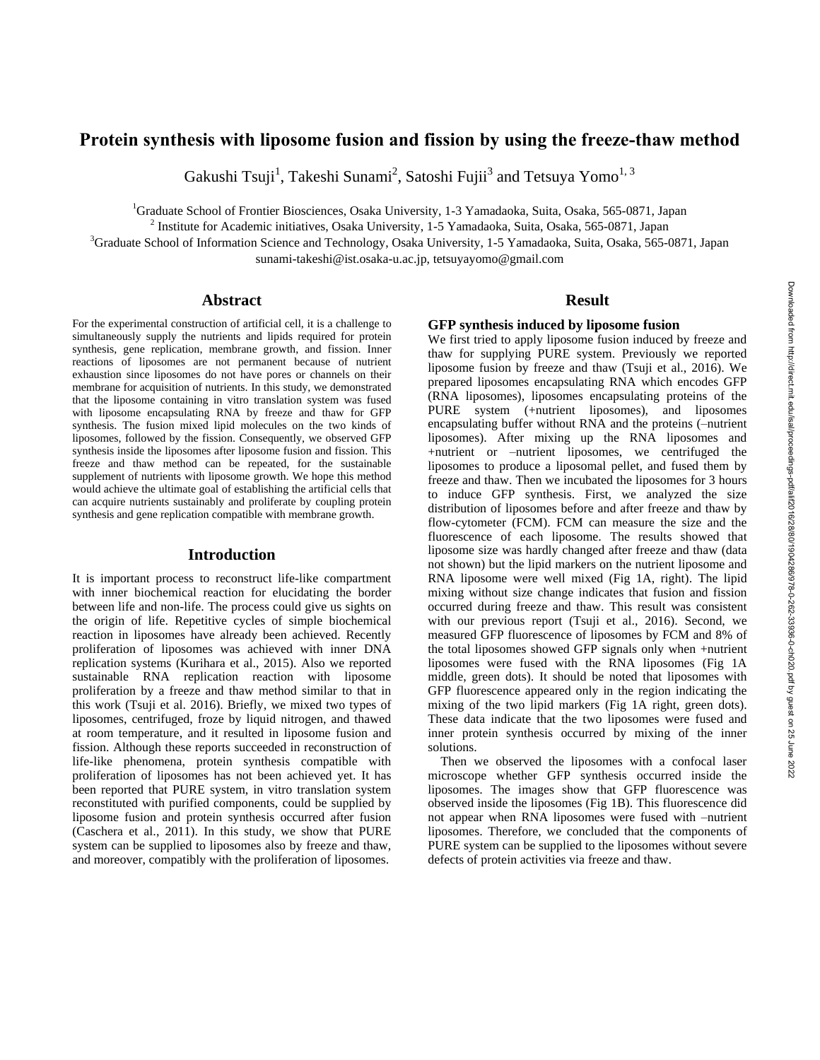# Protein synthesis with liposome fusion and fission by using the freeze-thaw method

Gakushi Tsuji[1], Takeshi Sunami[2], Satoshi Fujii[3] and Tetsuya Yomo[1, 3]

[1]Graduate School of Frontier Biosciences, Osaka University, 1-3 Yamadaoka, Suita, Osaka, 565-0871, Japan

[2] Institute for Academic initiatives, Osaka University, 1-5 Yamadaoka, Suita, Osaka, 565-0871, Japan

[3]Graduate School of Information Science and Technology, Osaka University, 1-5 Yamadaoka, Suita, Osaka, 565-0871, Japan

sunami-takeshi@ist.osaka-u.ac.jp, tetsuyayomo@gmail.com

## Abstract

For the experimental construction of artificial cell, it is a challenge to simultaneously supply the nutrients and lipids required for protein synthesis, gene replication, membrane growth, and fission. Inner reactions of liposomes are not permanent because of nutrient exhaustion since liposomes do not have pores or channels on their membrane for acquisition of nutrients. In this study, we demonstrated that the liposome containing in vitro translation system was fused with liposome encapsulating RNA by freeze and thaw for GFP synthesis. The fusion mixed lipid molecules on the two kinds of liposomes, followed by the fission. Consequently, we observed GFP synthesis inside the liposomes after liposome fusion and fission. This freeze and thaw method can be repeated, for the sustainable supplement of nutrients with liposome growth. We hope this method would achieve the ultimate goal of establishing the artificial cells that can acquire nutrients sustainably and proliferate by coupling protein synthesis and gene replication compatible with membrane growth.

## Introduction

It is important process to reconstruct life-like compartment with inner biochemical reaction for elucidating the border between life and non-life. The process could give us sights on the origin of life. Repetitive cycles of simple biochemical reaction in liposomes have already been achieved. Recently proliferation of liposomes was achieved with inner DNA replication systems (Kurihara et al., 2015). Also we reported sustainable RNA replication reaction with liposome proliferation by a freeze and thaw method similar to that in this work (Tsuji et al. 2016). Briefly, we mixed two types of liposomes, centrifuged, froze by liquid nitrogen, and thawed at room temperature, and it resulted in liposome fusion and fission. Although these reports succeeded in reconstruction of life-like phenomena, protein synthesis compatible with proliferation of liposomes has not been achieved yet. It has been reported that PURE system, in vitro translation system reconstituted with purified components, could be supplied by liposome fusion and protein synthesis occurred after fusion (Caschera et al., 2011). In this study, we show that PURE system can be supplied to liposomes also by freeze and thaw, and moreover, compatibly with the proliferation of liposomes.

## Result

### GFP synthesis induced by liposome fusion

We first tried to apply liposome fusion induced by freeze and thaw for supplying PURE system. Previously we reported liposome fusion by freeze and thaw (Tsuji et al., 2016). We prepared liposomes encapsulating RNA which encodes GFP (RNA liposomes), liposomes encapsulating proteins of the PURE system (+nutrient liposomes), and liposomes encapsulating buffer without RNA and the proteins (–nutrient liposomes). After mixing up the RNA liposomes and +nutrient or –nutrient liposomes, we centrifuged the liposomes to produce a liposomal pellet, and fused them by freeze and thaw. Then we incubated the liposomes for 3 hours to induce GFP synthesis. First, we analyzed the size distribution of liposomes before and after freeze and thaw by flow-cytometer (FCM). FCM can measure the size and the fluorescence of each liposome. The results showed that liposome size was hardly changed after freeze and thaw (data not shown) but the lipid markers on the nutrient liposome and RNA liposome were well mixed (Fig 1A, right). The lipid mixing without size change indicates that fusion and fission occurred during freeze and thaw. This result was consistent with our previous report (Tsuji et al., 2016). Second, we measured GFP fluorescence of liposomes by FCM and 8% of the total liposomes showed GFP signals only when +nutrient liposomes were fused with the RNA liposomes (Fig 1A middle, green dots). It should be noted that liposomes with GFP fluorescence appeared only in the region indicating the mixing of the two lipid markers (Fig 1A right, green dots). These data indicate that the two liposomes were fused and inner protein synthesis occurred by mixing of the inner solutions.

Then we observed the liposomes with a confocal laser microscope whether GFP synthesis occurred inside the liposomes. The images show that GFP fluorescence was observed inside the liposomes (Fig 1B). This fluorescence did not appear when RNA liposomes were fused with –nutrient liposomes. Therefore, we concluded that the components of PURE system can be supplied to the liposomes without severe defects of protein activities via freeze and thaw.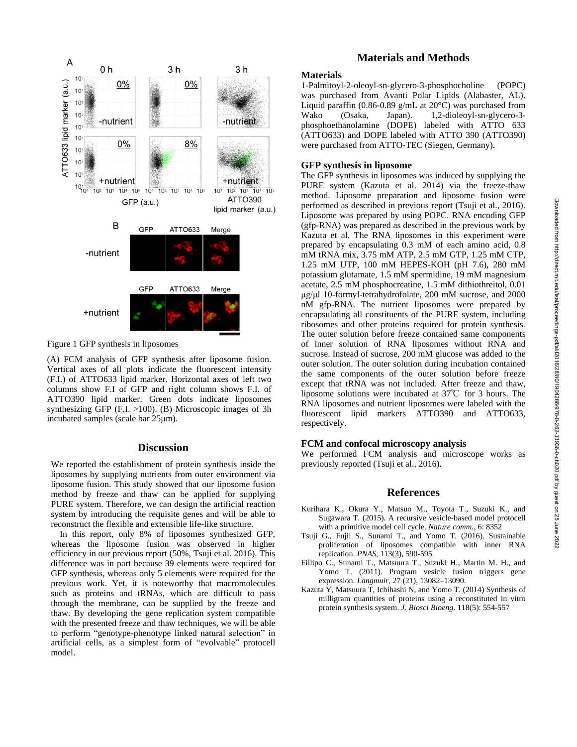A

0 h

3 h

3 h

ATTO633 lipid marker (a.u.)

0%

0%

0%

-nutrient

-nutrient

0%

8%

+nutrient

+nutrient

GFP (a.u.)

ATTO390 lipid marker (a.u.)

B

GFP ATTO633 Merge

-nutrient

GFP ATTO633 Merge

+nutrient

Figure 1 GFP synthesis in liposomes

(A) FCM analysis of GFP synthesis after liposome fusion. Vertical axes of all plots indicate the fluorescent intensity (F.I.) of ATTO633 lipid marker. Horizontal axes of left two columns show F.I of GFP and right column shows F.I. of ATTO390 lipid marker. Green dots indicate liposomes synthesizing GFP (F.I. >100). (B) Microscopic images of 3h incubated samples (scale bar 25μm).

## Discussion

We reported the establishment of protein synthesis inside the liposomes by supplying nutrients from outer environment via liposome fusion. This study showed that our liposome fusion method by freeze and thaw can be applied for supplying PURE system. Therefore, we can design the artificial reaction system by introducing the requisite genes and will be able to reconstruct the flexible and extensible life-like structure.

In this report, only 8% of liposomes synthesized GFP, whereas the liposome fusion was observed in higher efficiency in our previous report (50%, Tsuji et al. 2016). This difference was in part because 39 elements were required for GFP synthesis, whereas only 5 elements were required for the previous work. Yet, it is noteworthy that macromolecules such as proteins and tRNAs, which are difficult to pass through the membrane, can be supplied by the freeze and thaw. By developing the gene replication system compatible with the presented freeze and thaw techniques, we will be able to perform "genotype-phenotype linked natural selection" in artificial cells, as a simplest form of "evolvable" protocell model.

## Materials and Methods

### Materials

1-Palmitoyl-2-oleoyl-sn-glycero-3-phosphocholine (POPC) was purchased from Avanti Polar Lipids (Alabaster, AL). Liquid paraffin (0.86-0.89 g/mL at 20°C) was purchased from Wako (Osaka, Japan). 1,2-dioleoyl-sn-glycero-3-phosphoethanolamine (DOPE) labeled with ATTO 633 (ATTO633) and DOPE labeled with ATTO 390 (ATTO390) were purchased from ATTO-TEC (Siegen, Germany).

### GFP synthesis in liposome

The GFP synthesis in liposomes was induced by supplying the PURE system (Kazuta et al. 2014) via the freeze-thaw method. Liposome preparation and liposome fusion were performed as described in previous report (Tsuji et al., 2016). Liposome was prepared by using POPC. RNA encoding GFP (gfp-RNA) was prepared as described in the previous work by Kazuta et al. The RNA liposomes in this experiment were prepared by encapsulating 0.3 mM of each amino acid, 0.8 mM tRNA mix, 3.75 mM ATP, 2.5 mM GTP, 1.25 mM CTP, 1.25 mM UTP, 100 mM HEPES-KOH (pH 7.6), 280 mM potassium glutamate, 1.5 mM spermidine, 19 mM magnesium acetate, 2.5 mM phosphocreatine, 1.5 mM dithiothreitol, 0.01 μg/μl 10-formyl-tetrahydrofolate, 200 mM sucrose, and 2000 nM gfp-RNA. The nutrient liposomes were prepared by encapsulating all constituents of the PURE system, including ribosomes and other proteins required for protein synthesis. The outer solution before freeze contained same components of inner solution of RNA liposomes without RNA and sucrose. Instead of sucrose, 200 mM glucose was added to the outer solution. The outer solution during incubation contained the same components of the outer solution before freeze except that tRNA was not included. After freeze and thaw, liposome solutions were incubated at 37℃ for 3 hours. The RNA liposomes and nutrient liposomes were labeled with the fluorescent lipid markers ATTO390 and ATTO633, respectively.

### FCM and confocal microscopy analysis

We performed FCM analysis and microscope works as previously reported (Tsuji et al., 2016).

## References

Kurihara K., Okura Y., Matsuo M., Toyota T., Suzuki K., and Sugawara T. (2015). A recursive vesicle-based model protocell with a primitive model cell cycle. *Nature comm.*, 6: 8352

Tsuji G., Fujii S., Sunami T., and Yomo T. (2016). Sustainable proliferation of liposomes compatible with inner RNA replication. *PNAS*, 113(3), 590-595.

Fillipo C., Sunami T., Matsuura T., Suzuki H., Martin M. H., and Yomo T. (2011). Program vesicle fusion triggers gene expression. *Langmuir*, 27 (21), 13082–13090.

Kazuta Y, Matsuura T, Ichihashi N, and Yomo T. (2014) Synthesis of milligram quantities of proteins using a reconstituted in vitro protein synthesis system. *J. Biosci Bioeng*. 118(5): 554-557